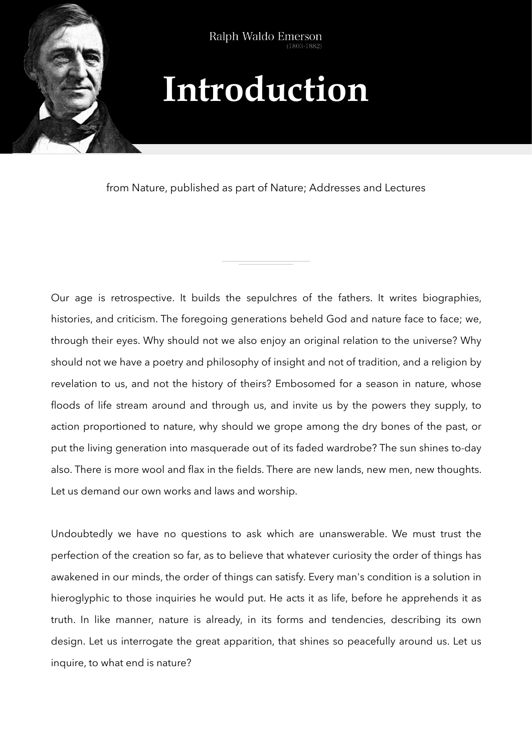Ralph Waldo Emerson
(1803-1882)

# Introduction

from Nature, published as part of Nature; Addresses and Lectures

---

Our age is retrospective. It builds the sepulchres of the fathers. It writes biographies, histories, and criticism. The foregoing generations beheld God and nature face to face; we, through their eyes. Why should not we also enjoy an original relation to the universe? Why should not we have a poetry and philosophy of insight and not of tradition, and a religion by revelation to us, and not the history of theirs? Embosomed for a season in nature, whose floods of life stream around and through us, and invite us by the powers they supply, to action proportioned to nature, why should we grope among the dry bones of the past, or put the living generation into masquerade out of its faded wardrobe? The sun shines to-day also. There is more wool and flax in the fields. There are new lands, new men, new thoughts. Let us demand our own works and laws and worship.

Undoubtedly we have no questions to ask which are unanswerable. We must trust the perfection of the creation so far, as to believe that whatever curiosity the order of things has awakened in our minds, the order of things can satisfy. Every man's condition is a solution in hieroglyphic to those inquiries he would put. He acts it as life, before he apprehends it as truth. In like manner, nature is already, in its forms and tendencies, describing its own design. Let us interrogate the great apparition, that shines so peacefully around us. Let us inquire, to what end is nature?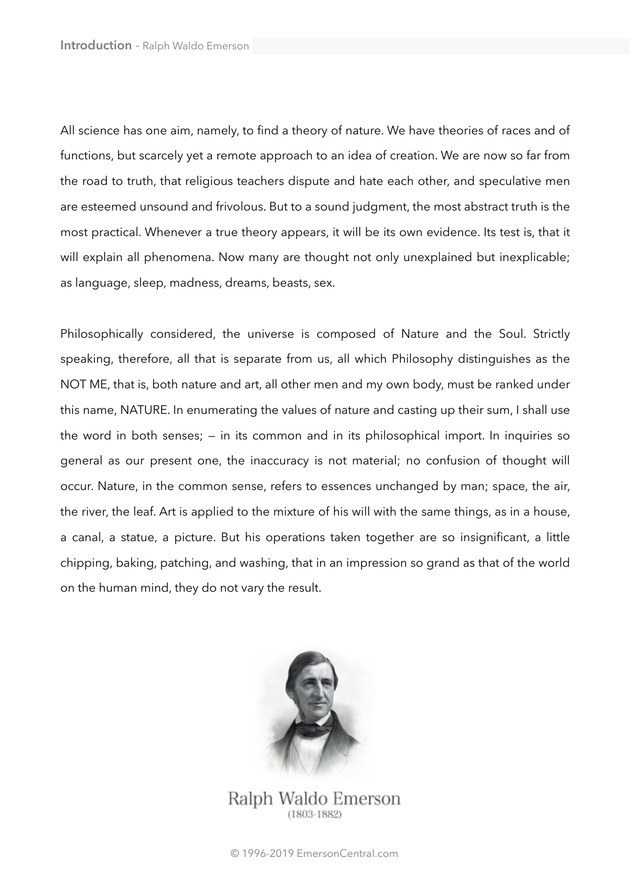All science has one aim, namely, to find a theory of nature. We have theories of races and of functions, but scarcely yet a remote approach to an idea of creation. We are now so far from the road to truth, that religious teachers dispute and hate each other, and speculative men are esteemed unsound and frivolous. But to a sound judgment, the most abstract truth is the most practical. Whenever a true theory appears, it will be its own evidence. Its test is, that it will explain all phenomena. Now many are thought not only unexplained but inexplicable; as language, sleep, madness, dreams, beasts, sex.

Philosophically considered, the universe is composed of Nature and the Soul. Strictly speaking, therefore, all that is separate from us, all which Philosophy distinguishes as the NOT ME, that is, both nature and art, all other men and my own body, must be ranked under this name, NATURE. In enumerating the values of nature and casting up their sum, I shall use the word in both senses; — in its common and in its philosophical import. In inquiries so general as our present one, the inaccuracy is not material; no confusion of thought will occur. Nature, in the common sense, refers to essences unchanged by man; space, the air, the river, the leaf. Art is applied to the mixture of his will with the same things, as in a house, a canal, a statue, a picture. But his operations taken together are so insignificant, a little chipping, baking, patching, and washing, that in an impression so grand as that of the world on the human mind, they do not vary the result.

Ralph Waldo Emerson
(1803-1882)